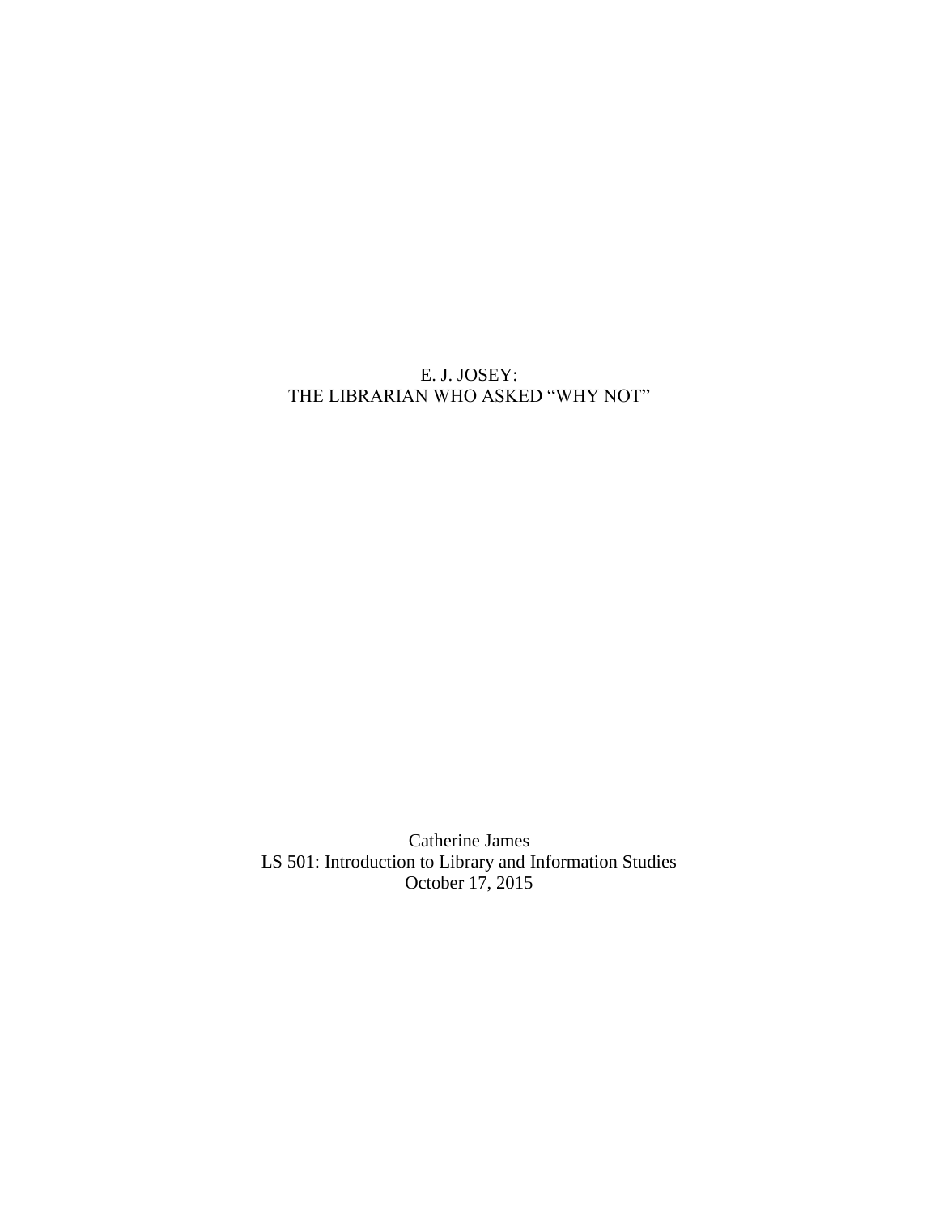# E. J. JOSEY:
# THE LIBRARIAN WHO ASKED "WHY NOT"

Catherine James
LS 501: Introduction to Library and Information Studies
October 17, 2015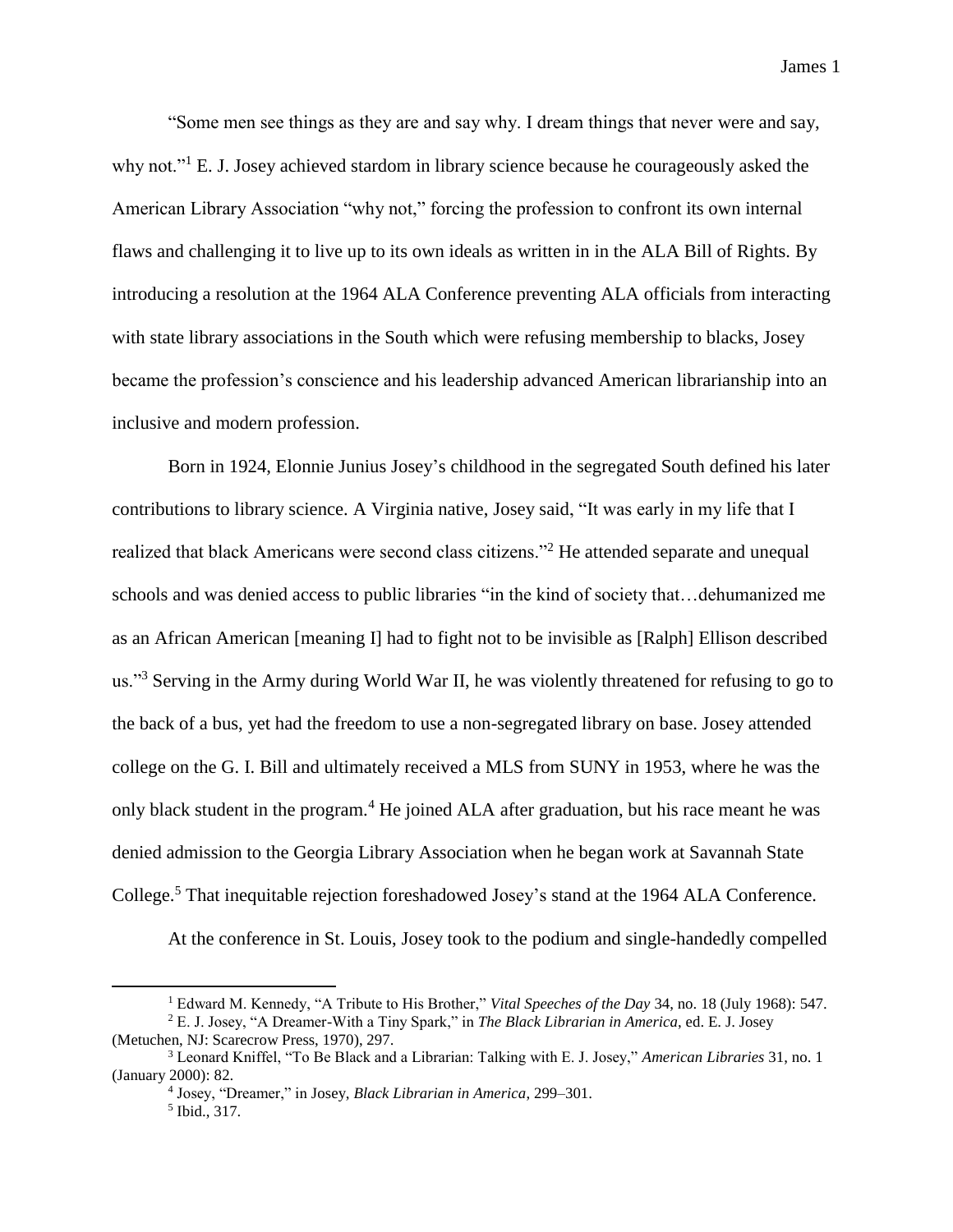"Some men see things as they are and say why. I dream things that never were and say, why not."[1] E. J. Josey achieved stardom in library science because he courageously asked the American Library Association "why not," forcing the profession to confront its own internal flaws and challenging it to live up to its own ideals as written in in the ALA Bill of Rights. By introducing a resolution at the 1964 ALA Conference preventing ALA officials from interacting with state library associations in the South which were refusing membership to blacks, Josey became the profession's conscience and his leadership advanced American librarianship into an inclusive and modern profession.

Born in 1924, Elonnie Junius Josey's childhood in the segregated South defined his later contributions to library science. A Virginia native, Josey said, "It was early in my life that I realized that black Americans were second class citizens."[2] He attended separate and unequal schools and was denied access to public libraries "in the kind of society that…dehumanized me as an African American [meaning I] had to fight not to be invisible as [Ralph] Ellison described us."[3] Serving in the Army during World War II, he was violently threatened for refusing to go to the back of a bus, yet had the freedom to use a non-segregated library on base. Josey attended college on the G. I. Bill and ultimately received a MLS from SUNY in 1953, where he was the only black student in the program.[4] He joined ALA after graduation, but his race meant he was denied admission to the Georgia Library Association when he began work at Savannah State College.[5] That inequitable rejection foreshadowed Josey's stand at the 1964 ALA Conference.

At the conference in St. Louis, Josey took to the podium and single-handedly compelled

---

[1] Edward M. Kennedy, "A Tribute to His Brother," *Vital Speeches of the Day* 34, no. 18 (July 1968): 547.

[2] E. J. Josey, "A Dreamer-With a Tiny Spark," in *The Black Librarian in America*, ed. E. J. Josey (Metuchen, NJ: Scarecrow Press, 1970), 297.

[3] Leonard Kniffel, "To Be Black and a Librarian: Talking with E. J. Josey," *American Libraries* 31, no. 1 (January 2000): 82.

[4] Josey, "Dreamer," in Josey, *Black Librarian in America*, 299–301.

[5] Ibid., 317.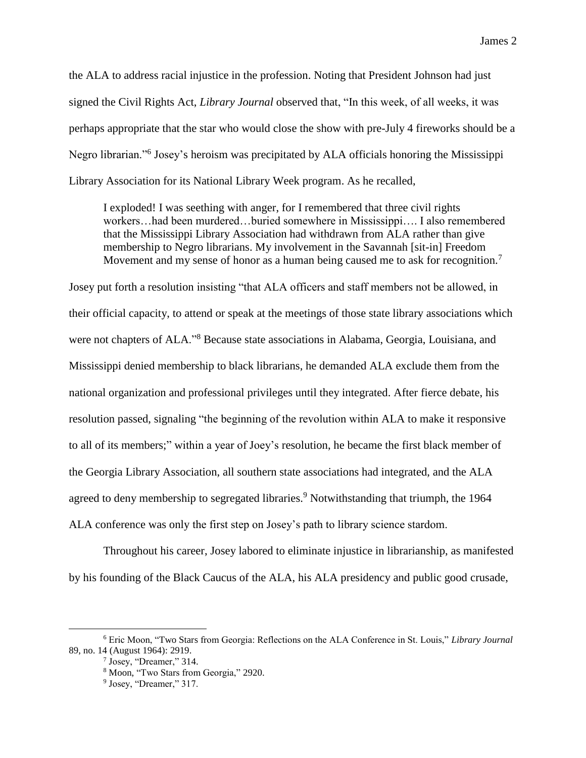the ALA to address racial injustice in the profession. Noting that President Johnson had just signed the Civil Rights Act, *Library Journal* observed that, "In this week, of all weeks, it was perhaps appropriate that the star who would close the show with pre-July 4 fireworks should be a Negro librarian."[6] Josey's heroism was precipitated by ALA officials honoring the Mississippi Library Association for its National Library Week program. As he recalled,

> I exploded! I was seething with anger, for I remembered that three civil rights workers…had been murdered…buried somewhere in Mississippi…. I also remembered that the Mississippi Library Association had withdrawn from ALA rather than give membership to Negro librarians. My involvement in the Savannah [sit-in] Freedom Movement and my sense of honor as a human being caused me to ask for recognition.[7]

Josey put forth a resolution insisting "that ALA officers and staff members not be allowed, in their official capacity, to attend or speak at the meetings of those state library associations which were not chapters of ALA."[8] Because state associations in Alabama, Georgia, Louisiana, and Mississippi denied membership to black librarians, he demanded ALA exclude them from the national organization and professional privileges until they integrated. After fierce debate, his resolution passed, signaling "the beginning of the revolution within ALA to make it responsive to all of its members;" within a year of Joey's resolution, he became the first black member of the Georgia Library Association, all southern state associations had integrated, and the ALA agreed to deny membership to segregated libraries.[9] Notwithstanding that triumph, the 1964 ALA conference was only the first step on Josey's path to library science stardom.

Throughout his career, Josey labored to eliminate injustice in librarianship, as manifested by his founding of the Black Caucus of the ALA, his ALA presidency and public good crusade,

---

[6] Eric Moon, "Two Stars from Georgia: Reflections on the ALA Conference in St. Louis," *Library Journal* 89, no. 14 (August 1964): 2919.

[7] Josey, "Dreamer," 314.

[8] Moon, "Two Stars from Georgia," 2920.

[9] Josey, "Dreamer," 317.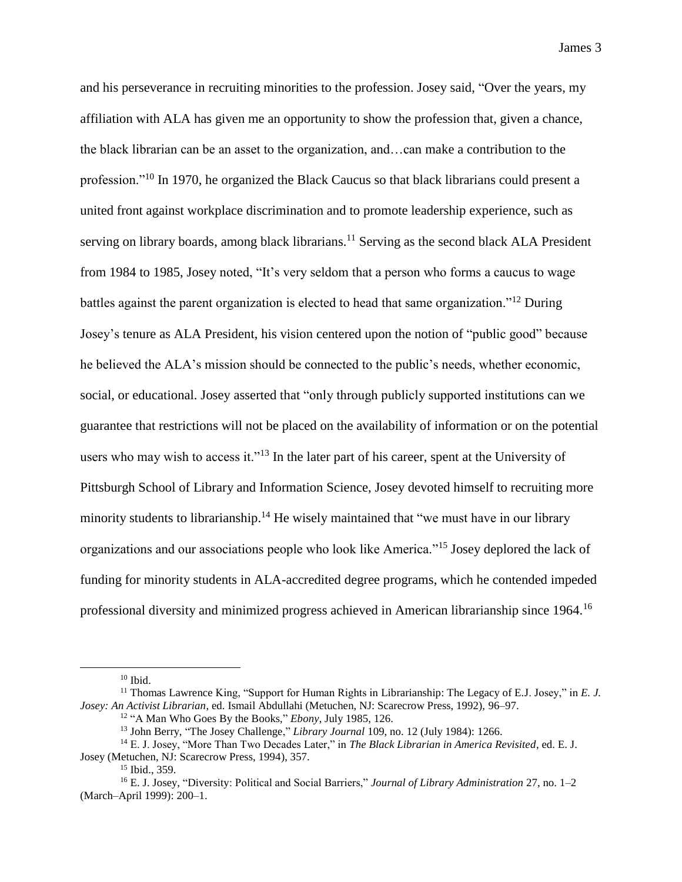and his perseverance in recruiting minorities to the profession. Josey said, "Over the years, my affiliation with ALA has given me an opportunity to show the profession that, given a chance, the black librarian can be an asset to the organization, and…can make a contribution to the profession."[10] In 1970, he organized the Black Caucus so that black librarians could present a united front against workplace discrimination and to promote leadership experience, such as serving on library boards, among black librarians.[11] Serving as the second black ALA President from 1984 to 1985, Josey noted, "It's very seldom that a person who forms a caucus to wage battles against the parent organization is elected to head that same organization."[12] During Josey's tenure as ALA President, his vision centered upon the notion of "public good" because he believed the ALA's mission should be connected to the public's needs, whether economic, social, or educational. Josey asserted that "only through publicly supported institutions can we guarantee that restrictions will not be placed on the availability of information or on the potential users who may wish to access it."[13] In the later part of his career, spent at the University of Pittsburgh School of Library and Information Science, Josey devoted himself to recruiting more minority students to librarianship.[14] He wisely maintained that "we must have in our library organizations and our associations people who look like America."[15] Josey deplored the lack of funding for minority students in ALA-accredited degree programs, which he contended impeded professional diversity and minimized progress achieved in American librarianship since 1964.[16]

---

[10] Ibid.

[11] Thomas Lawrence King, "Support for Human Rights in Librarianship: The Legacy of E.J. Josey," in *E. J. Josey: An Activist Librarian*, ed. Ismail Abdullahi (Metuchen, NJ: Scarecrow Press, 1992), 96–97.

[12] "A Man Who Goes By the Books," *Ebony*, July 1985, 126.

[13] John Berry, "The Josey Challenge," *Library Journal* 109, no. 12 (July 1984): 1266.

[14] E. J. Josey, "More Than Two Decades Later," in *The Black Librarian in America Revisited*, ed. E. J. Josey (Metuchen, NJ: Scarecrow Press, 1994), 357.

[15] Ibid., 359.

[16] E. J. Josey, "Diversity: Political and Social Barriers," *Journal of Library Administration* 27, no. 1–2 (March–April 1999): 200–1.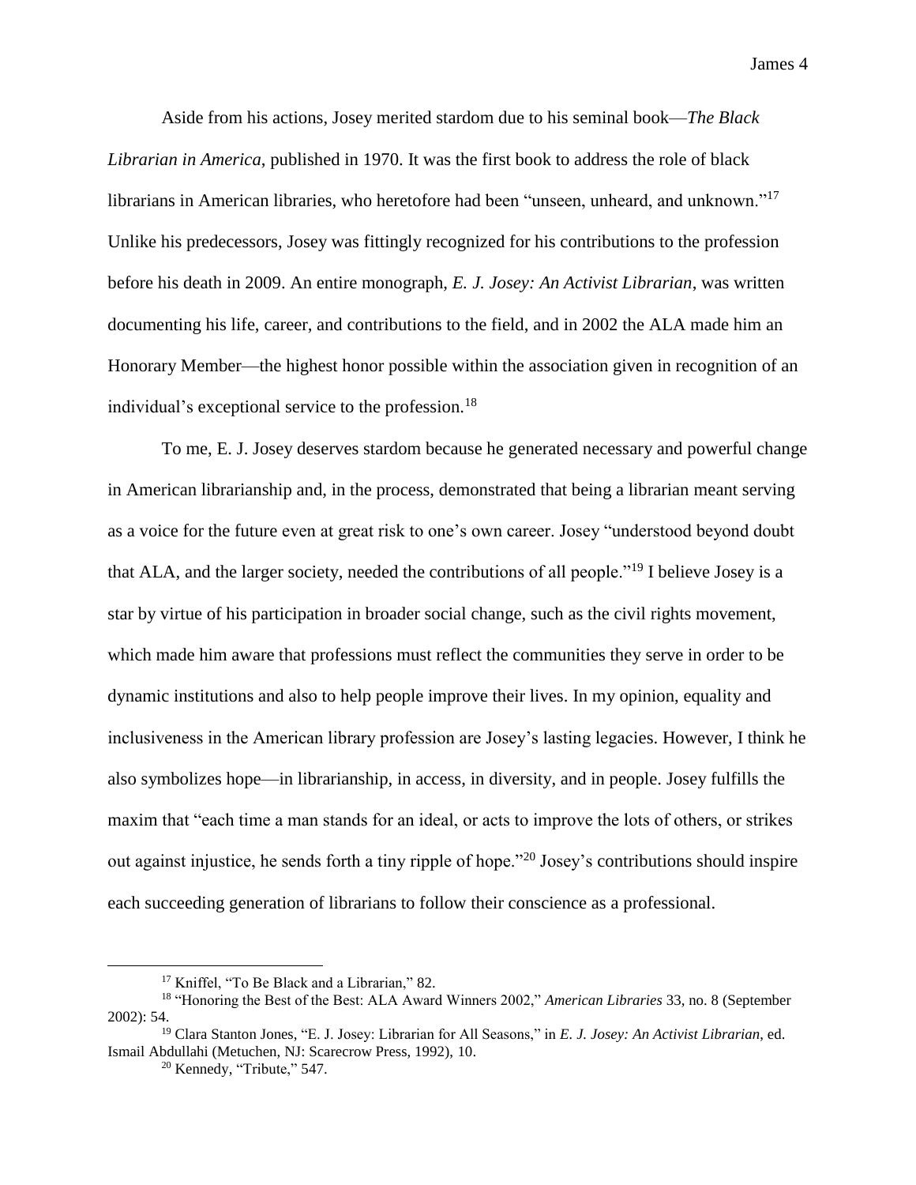Aside from his actions, Josey merited stardom due to his seminal book—*The Black Librarian in America*, published in 1970. It was the first book to address the role of black librarians in American libraries, who heretofore had been "unseen, unheard, and unknown."[17] Unlike his predecessors, Josey was fittingly recognized for his contributions to the profession before his death in 2009. An entire monograph, *E. J. Josey: An Activist Librarian*, was written documenting his life, career, and contributions to the field, and in 2002 the ALA made him an Honorary Member—the highest honor possible within the association given in recognition of an individual's exceptional service to the profession.[18]

To me, E. J. Josey deserves stardom because he generated necessary and powerful change in American librarianship and, in the process, demonstrated that being a librarian meant serving as a voice for the future even at great risk to one's own career. Josey "understood beyond doubt that ALA, and the larger society, needed the contributions of all people."[19] I believe Josey is a star by virtue of his participation in broader social change, such as the civil rights movement, which made him aware that professions must reflect the communities they serve in order to be dynamic institutions and also to help people improve their lives. In my opinion, equality and inclusiveness in the American library profession are Josey's lasting legacies. However, I think he also symbolizes hope—in librarianship, in access, in diversity, and in people. Josey fulfills the maxim that "each time a man stands for an ideal, or acts to improve the lots of others, or strikes out against injustice, he sends forth a tiny ripple of hope."[20] Josey's contributions should inspire each succeeding generation of librarians to follow their conscience as a professional.

---

[17] Kniffel, "To Be Black and a Librarian," 82.

[18] "Honoring the Best of the Best: ALA Award Winners 2002," *American Libraries* 33, no. 8 (September 2002): 54.

[19] Clara Stanton Jones, "E. J. Josey: Librarian for All Seasons," in *E. J. Josey: An Activist Librarian*, ed. Ismail Abdullahi (Metuchen, NJ: Scarecrow Press, 1992), 10.

[20] Kennedy, "Tribute," 547.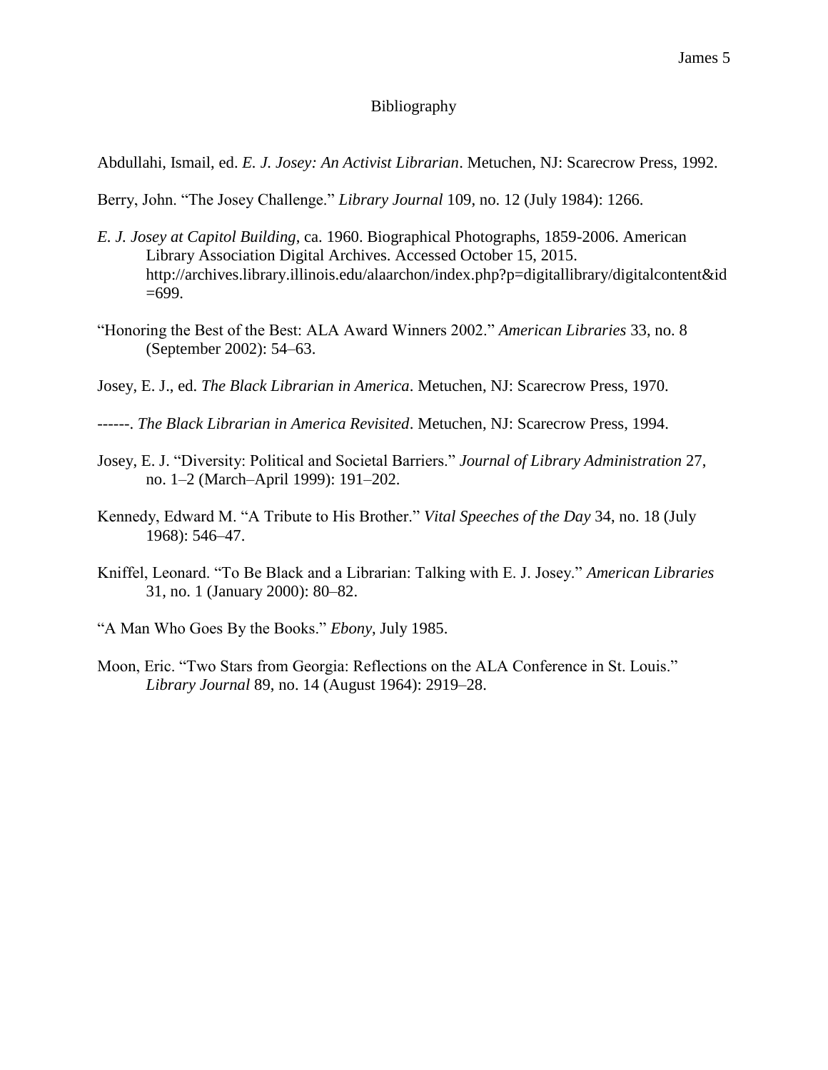# Bibliography

Abdullahi, Ismail, ed. *E. J. Josey: An Activist Librarian*. Metuchen, NJ: Scarecrow Press, 1992.

Berry, John. "The Josey Challenge." *Library Journal* 109, no. 12 (July 1984): 1266.

*E. J. Josey at Capitol Building*, ca. 1960. Biographical Photographs, 1859-2006. American Library Association Digital Archives. Accessed October 15, 2015. http://archives.library.illinois.edu/alaarchon/index.php?p=digitallibrary/digitalcontent&id=699.

"Honoring the Best of the Best: ALA Award Winners 2002." *American Libraries* 33, no. 8 (September 2002): 54–63.

Josey, E. J., ed. *The Black Librarian in America*. Metuchen, NJ: Scarecrow Press, 1970.

------. *The Black Librarian in America Revisited*. Metuchen, NJ: Scarecrow Press, 1994.

Josey, E. J. "Diversity: Political and Societal Barriers." *Journal of Library Administration* 27, no. 1–2 (March–April 1999): 191–202.

Kennedy, Edward M. "A Tribute to His Brother." *Vital Speeches of the Day* 34, no. 18 (July 1968): 546–47.

Kniffel, Leonard. "To Be Black and a Librarian: Talking with E. J. Josey." *American Libraries* 31, no. 1 (January 2000): 80–82.

"A Man Who Goes By the Books." *Ebony*, July 1985.

Moon, Eric. "Two Stars from Georgia: Reflections on the ALA Conference in St. Louis." *Library Journal* 89, no. 14 (August 1964): 2919–28.